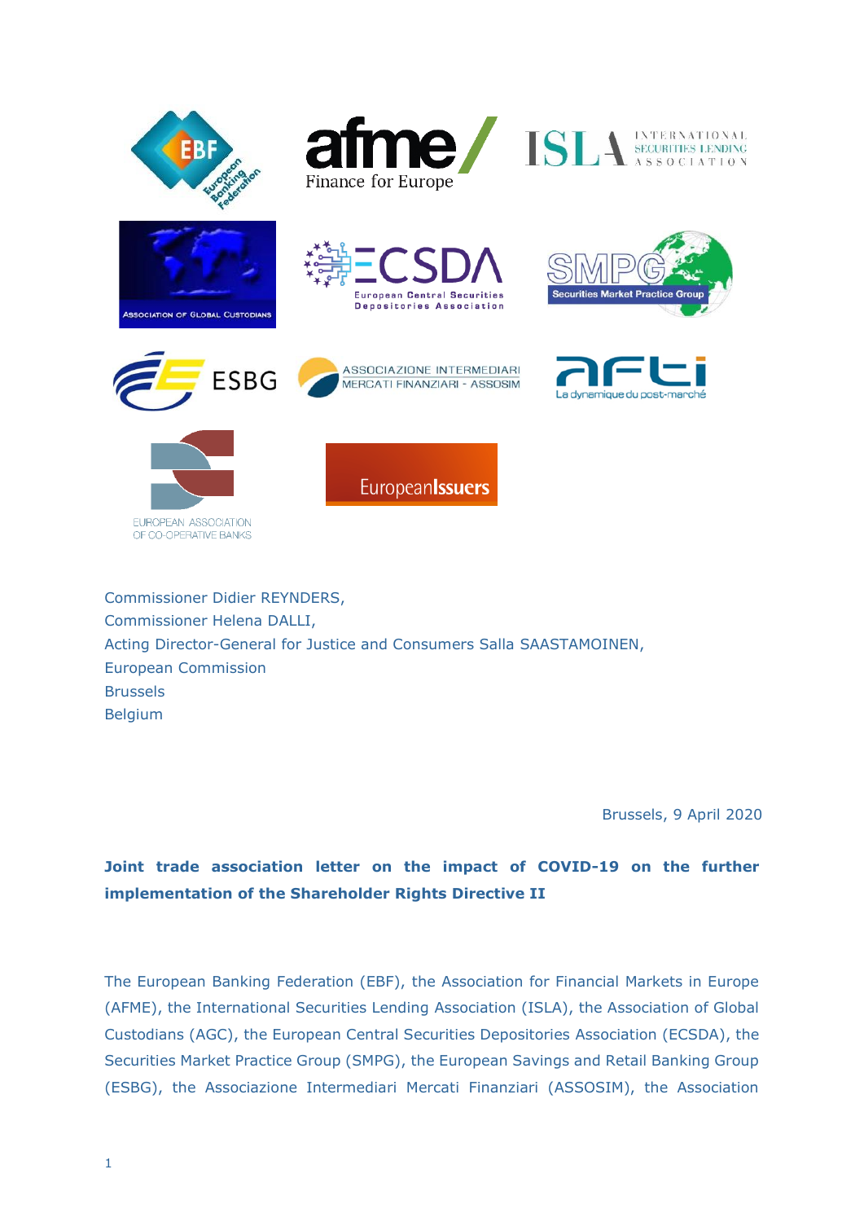Commissioner Didier REYNDERS,
Commissioner Helena DALLI,
Acting Director-General for Justice and Consumers Salla SAASTAMOINEN,
European Commission
Brussels
Belgium

Brussels, 9 April 2020

**Joint trade association letter on the impact of COVID-19 on the further implementation of the Shareholder Rights Directive II**

The European Banking Federation (EBF), the Association for Financial Markets in Europe (AFME), the International Securities Lending Association (ISLA), the Association of Global Custodians (AGC), the European Central Securities Depositories Association (ECSDA), the Securities Market Practice Group (SMPG), the European Savings and Retail Banking Group (ESBG), the Associazione Intermediari Mercati Finanziari (ASSOSIM), the Association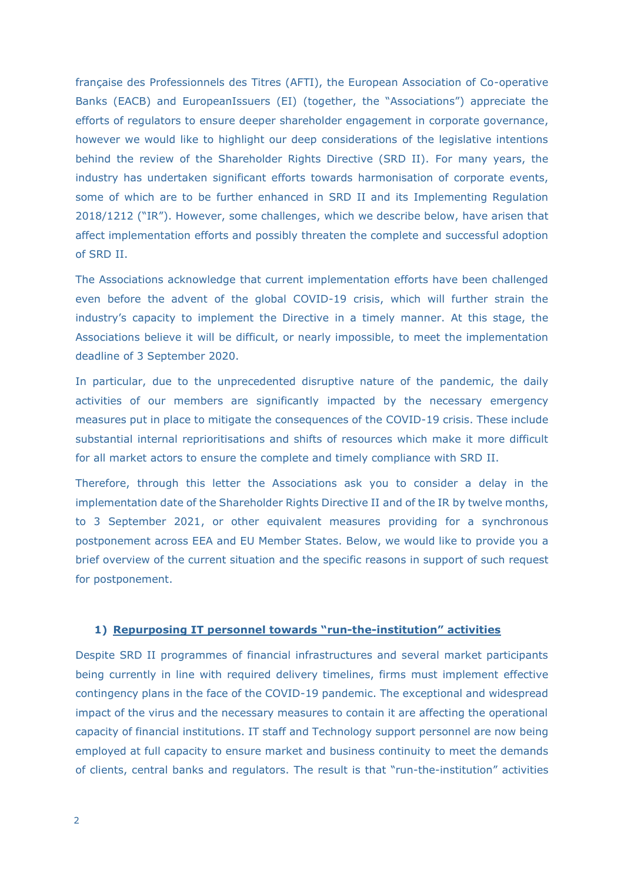française des Professionnels des Titres (AFTI), the European Association of Co-operative Banks (EACB) and EuropeanIssuers (EI) (together, the "Associations") appreciate the efforts of regulators to ensure deeper shareholder engagement in corporate governance, however we would like to highlight our deep considerations of the legislative intentions behind the review of the Shareholder Rights Directive (SRD II). For many years, the industry has undertaken significant efforts towards harmonisation of corporate events, some of which are to be further enhanced in SRD II and its Implementing Regulation 2018/1212 ("IR"). However, some challenges, which we describe below, have arisen that affect implementation efforts and possibly threaten the complete and successful adoption of SRD II.

The Associations acknowledge that current implementation efforts have been challenged even before the advent of the global COVID-19 crisis, which will further strain the industry's capacity to implement the Directive in a timely manner. At this stage, the Associations believe it will be difficult, or nearly impossible, to meet the implementation deadline of 3 September 2020.

In particular, due to the unprecedented disruptive nature of the pandemic, the daily activities of our members are significantly impacted by the necessary emergency measures put in place to mitigate the consequences of the COVID-19 crisis. These include substantial internal reprioritisations and shifts of resources which make it more difficult for all market actors to ensure the complete and timely compliance with SRD II.

Therefore, through this letter the Associations ask you to consider a delay in the implementation date of the Shareholder Rights Directive II and of the IR by twelve months, to 3 September 2021, or other equivalent measures providing for a synchronous postponement across EEA and EU Member States. Below, we would like to provide you a brief overview of the current situation and the specific reasons in support of such request for postponement.

### 1) Repurposing IT personnel towards "run-the-institution" activities

Despite SRD II programmes of financial infrastructures and several market participants being currently in line with required delivery timelines, firms must implement effective contingency plans in the face of the COVID-19 pandemic. The exceptional and widespread impact of the virus and the necessary measures to contain it are affecting the operational capacity of financial institutions. IT staff and Technology support personnel are now being employed at full capacity to ensure market and business continuity to meet the demands of clients, central banks and regulators. The result is that "run-the-institution" activities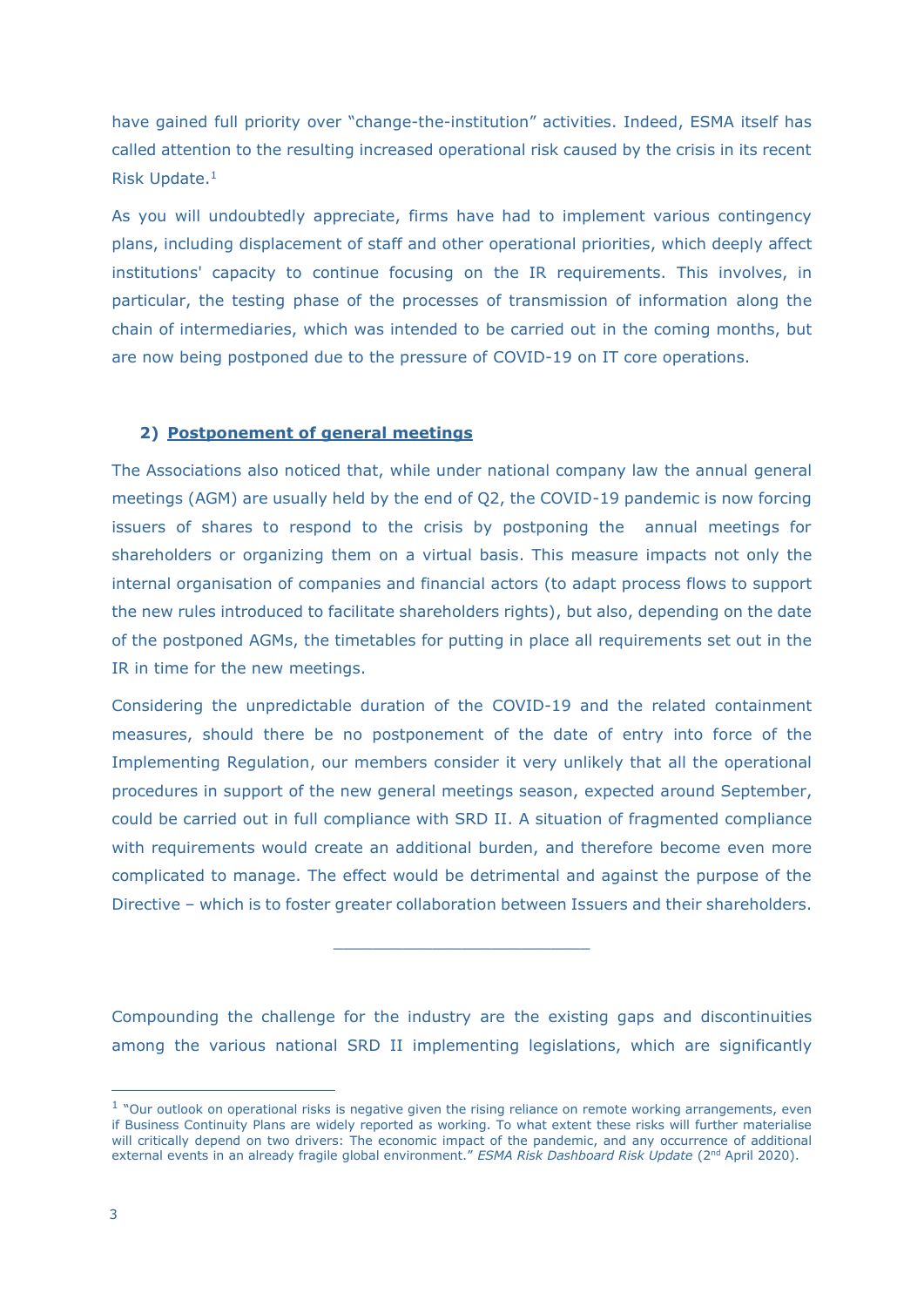have gained full priority over "change-the-institution" activities. Indeed, ESMA itself has called attention to the resulting increased operational risk caused by the crisis in its recent Risk Update.[1]

As you will undoubtedly appreciate, firms have had to implement various contingency plans, including displacement of staff and other operational priorities, which deeply affect institutions' capacity to continue focusing on the IR requirements. This involves, in particular, the testing phase of the processes of transmission of information along the chain of intermediaries, which was intended to be carried out in the coming months, but are now being postponed due to the pressure of COVID-19 on IT core operations.

## 2) Postponement of general meetings

The Associations also noticed that, while under national company law the annual general meetings (AGM) are usually held by the end of Q2, the COVID-19 pandemic is now forcing issuers of shares to respond to the crisis by postponing the annual meetings for shareholders or organizing them on a virtual basis. This measure impacts not only the internal organisation of companies and financial actors (to adapt process flows to support the new rules introduced to facilitate shareholders rights), but also, depending on the date of the postponed AGMs, the timetables for putting in place all requirements set out in the IR in time for the new meetings.

Considering the unpredictable duration of the COVID-19 and the related containment measures, should there be no postponement of the date of entry into force of the Implementing Regulation, our members consider it very unlikely that all the operational procedures in support of the new general meetings season, expected around September, could be carried out in full compliance with SRD II. A situation of fragmented compliance with requirements would create an additional burden, and therefore become even more complicated to manage. The effect would be detrimental and against the purpose of the Directive – which is to foster greater collaboration between Issuers and their shareholders.

---

Compounding the challenge for the industry are the existing gaps and discontinuities among the various national SRD II implementing legislations, which are significantly

---

[1] "Our outlook on operational risks is negative given the rising reliance on remote working arrangements, even if Business Continuity Plans are widely reported as working. To what extent these risks will further materialise will critically depend on two drivers: The economic impact of the pandemic, and any occurrence of additional external events in an already fragile global environment." *ESMA Risk Dashboard Risk Update* (2nd April 2020).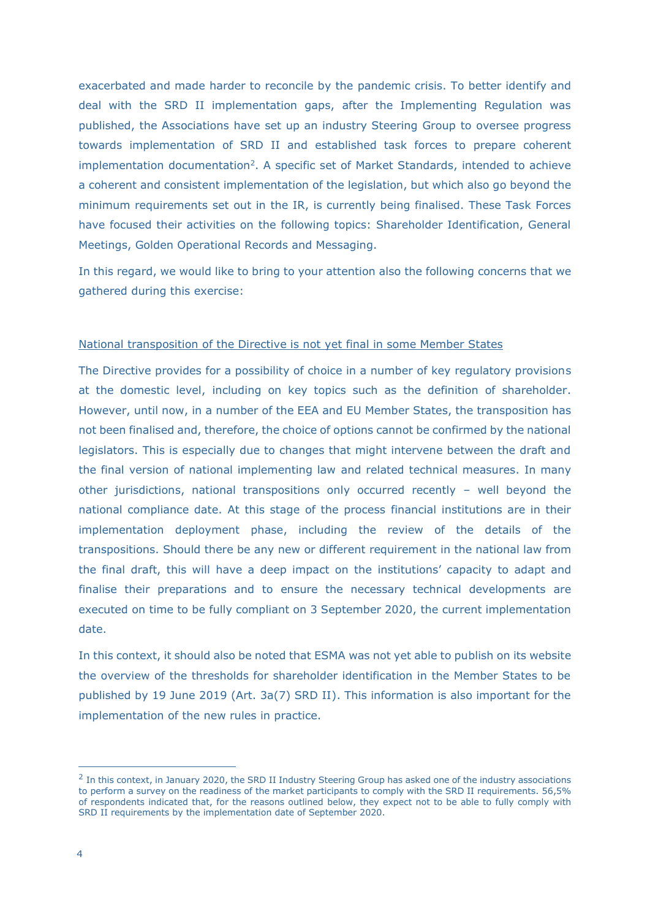exacerbated and made harder to reconcile by the pandemic crisis. To better identify and deal with the SRD II implementation gaps, after the Implementing Regulation was published, the Associations have set up an industry Steering Group to oversee progress towards implementation of SRD II and established task forces to prepare coherent implementation documentation[2]. A specific set of Market Standards, intended to achieve a coherent and consistent implementation of the legislation, but which also go beyond the minimum requirements set out in the IR, is currently being finalised. These Task Forces have focused their activities on the following topics: Shareholder Identification, General Meetings, Golden Operational Records and Messaging.

In this regard, we would like to bring to your attention also the following concerns that we gathered during this exercise:

<u>National transposition of the Directive is not yet final in some Member States</u>

The Directive provides for a possibility of choice in a number of key regulatory provisions at the domestic level, including on key topics such as the definition of shareholder. However, until now, in a number of the EEA and EU Member States, the transposition has not been finalised and, therefore, the choice of options cannot be confirmed by the national legislators. This is especially due to changes that might intervene between the draft and the final version of national implementing law and related technical measures. In many other jurisdictions, national transpositions only occurred recently – well beyond the national compliance date. At this stage of the process financial institutions are in their implementation deployment phase, including the review of the details of the transpositions. Should there be any new or different requirement in the national law from the final draft, this will have a deep impact on the institutions' capacity to adapt and finalise their preparations and to ensure the necessary technical developments are executed on time to be fully compliant on 3 September 2020, the current implementation date.

In this context, it should also be noted that ESMA was not yet able to publish on its website the overview of the thresholds for shareholder identification in the Member States to be published by 19 June 2019 (Art. 3a(7) SRD II). This information is also important for the implementation of the new rules in practice.

---

[2] In this context, in January 2020, the SRD II Industry Steering Group has asked one of the industry associations to perform a survey on the readiness of the market participants to comply with the SRD II requirements. 56,5% of respondents indicated that, for the reasons outlined below, they expect not to be able to fully comply with SRD II requirements by the implementation date of September 2020.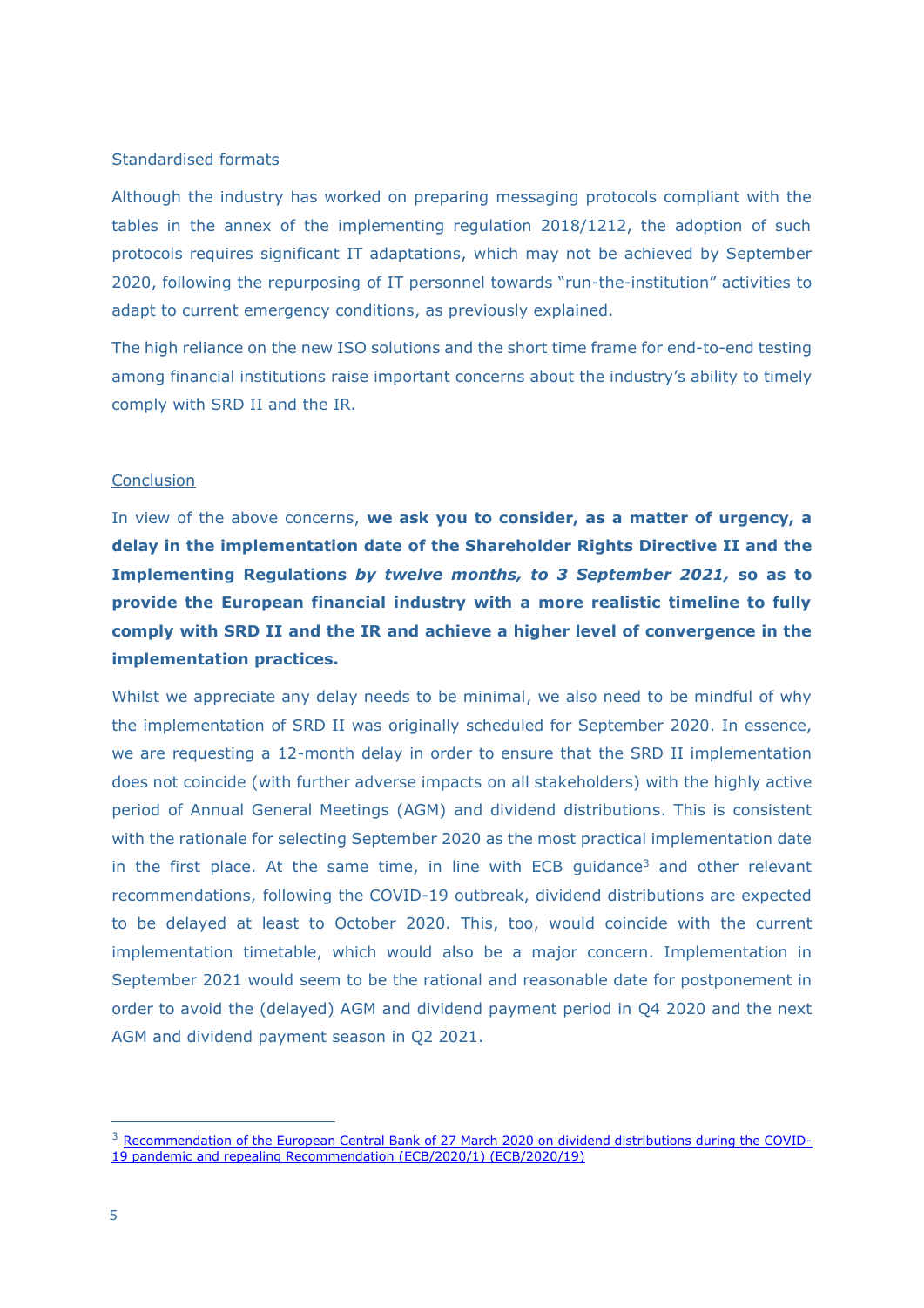Standardised formats

Although the industry has worked on preparing messaging protocols compliant with the tables in the annex of the implementing regulation 2018/1212, the adoption of such protocols requires significant IT adaptations, which may not be achieved by September 2020, following the repurposing of IT personnel towards "run-the-institution" activities to adapt to current emergency conditions, as previously explained.

The high reliance on the new ISO solutions and the short time frame for end-to-end testing among financial institutions raise important concerns about the industry's ability to timely comply with SRD II and the IR.

Conclusion

In view of the above concerns, **we ask you to consider, as a matter of urgency, a delay in the implementation date of the Shareholder Rights Directive II and the Implementing Regulations *by twelve months, to 3 September 2021,* so as to provide the European financial industry with a more realistic timeline to fully comply with SRD II and the IR and achieve a higher level of convergence in the implementation practices.**

Whilst we appreciate any delay needs to be minimal, we also need to be mindful of why the implementation of SRD II was originally scheduled for September 2020. In essence, we are requesting a 12-month delay in order to ensure that the SRD II implementation does not coincide (with further adverse impacts on all stakeholders) with the highly active period of Annual General Meetings (AGM) and dividend distributions. This is consistent with the rationale for selecting September 2020 as the most practical implementation date in the first place. At the same time, in line with ECB guidance[3] and other relevant recommendations, following the COVID-19 outbreak, dividend distributions are expected to be delayed at least to October 2020. This, too, would coincide with the current implementation timetable, which would also be a major concern. Implementation in September 2021 would seem to be the rational and reasonable date for postponement in order to avoid the (delayed) AGM and dividend payment period in Q4 2020 and the next AGM and dividend payment season in Q2 2021.

---

[3] Recommendation of the European Central Bank of 27 March 2020 on dividend distributions during the COVID-19 pandemic and repealing Recommendation (ECB/2020/1) (ECB/2020/19)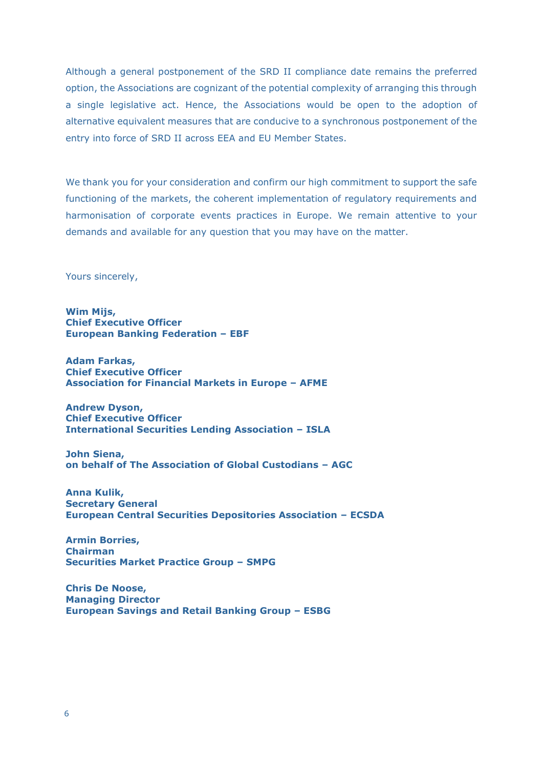Although a general postponement of the SRD II compliance date remains the preferred option, the Associations are cognizant of the potential complexity of arranging this through a single legislative act. Hence, the Associations would be open to the adoption of alternative equivalent measures that are conducive to a synchronous postponement of the entry into force of SRD II across EEA and EU Member States.

We thank you for your consideration and confirm our high commitment to support the safe functioning of the markets, the coherent implementation of regulatory requirements and harmonisation of corporate events practices in Europe. We remain attentive to your demands and available for any question that you may have on the matter.

Yours sincerely,

**Wim Mijs,**
**Chief Executive Officer**
**European Banking Federation – EBF**

**Adam Farkas,**
**Chief Executive Officer**
**Association for Financial Markets in Europe – AFME**

**Andrew Dyson,**
**Chief Executive Officer**
**International Securities Lending Association – ISLA**

**John Siena,**
**on behalf of The Association of Global Custodians – AGC**

**Anna Kulik,**
**Secretary General**
**European Central Securities Depositories Association – ECSDA**

**Armin Borries,**
**Chairman**
**Securities Market Practice Group – SMPG**

**Chris De Noose,**
**Managing Director**
**European Savings and Retail Banking Group – ESBG**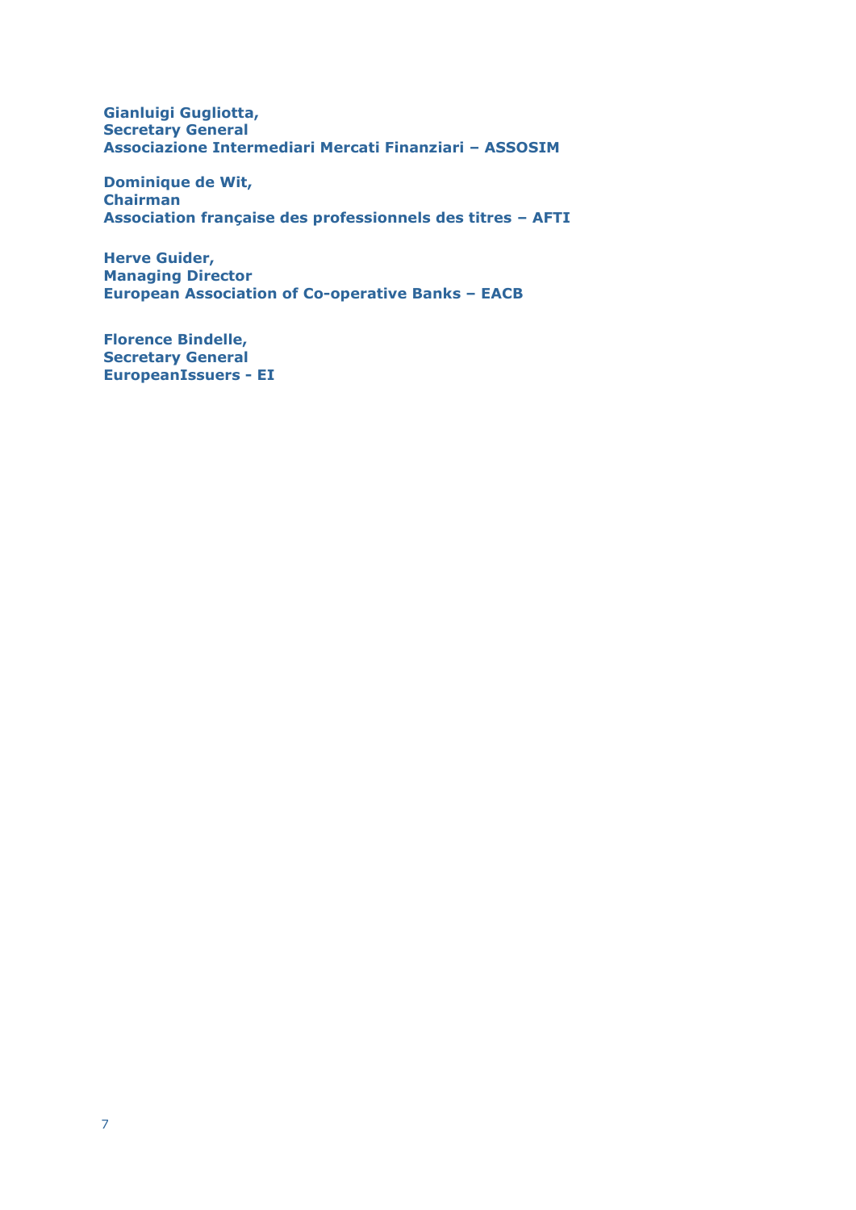**Gianluigi Gugliotta,**
**Secretary General**
**Associazione Intermediari Mercati Finanziari – ASSOSIM**

**Dominique de Wit,**
**Chairman**
**Association française des professionnels des titres – AFTI**

**Herve Guider,**
**Managing Director**
**European Association of Co-operative Banks – EACB**

**Florence Bindelle,**
**Secretary General**
**EuropeanIssuers - EI**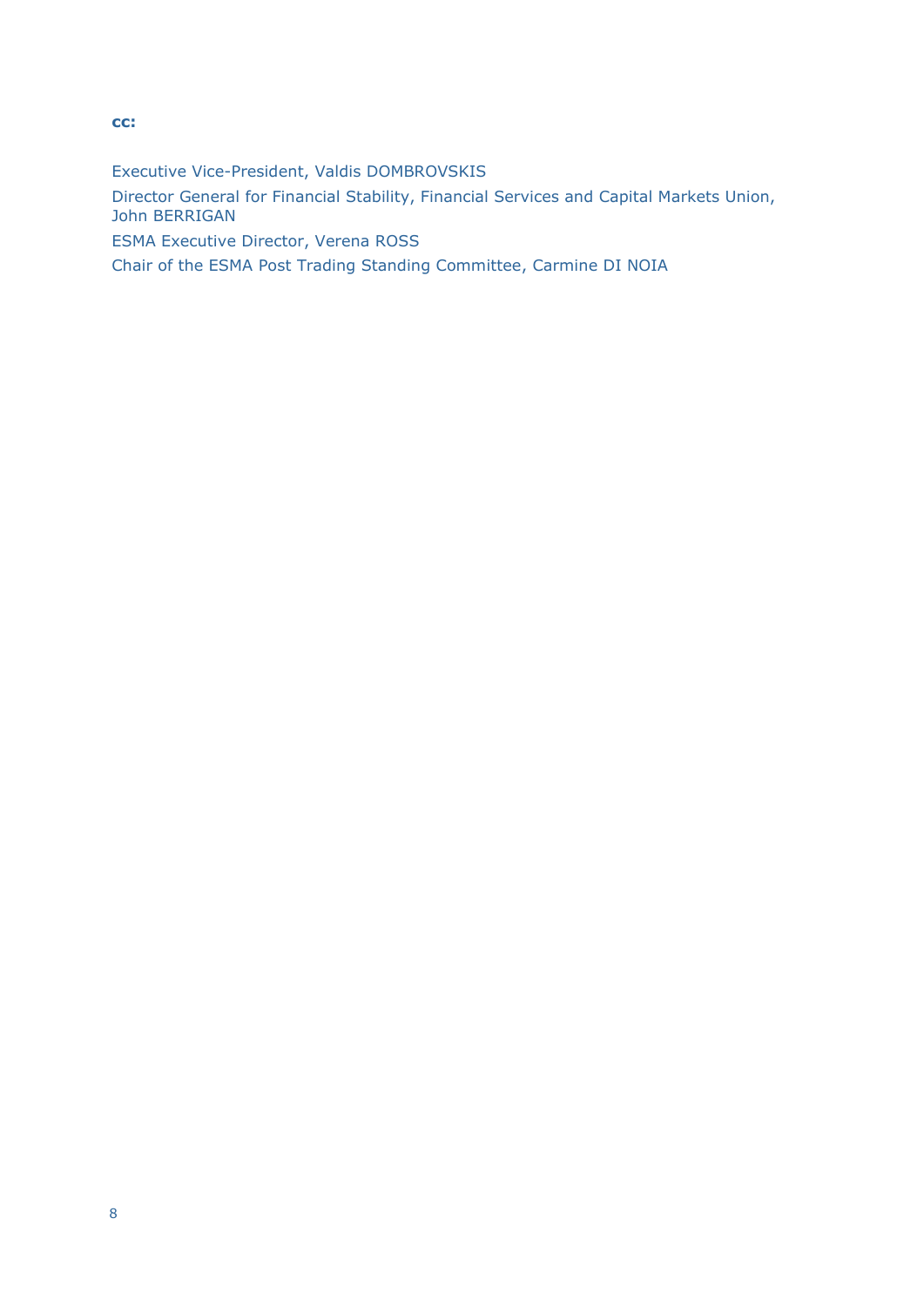**cc:**

Executive Vice-President, Valdis DOMBROVSKIS

Director General for Financial Stability, Financial Services and Capital Markets Union, John BERRIGAN

ESMA Executive Director, Verena ROSS

Chair of the ESMA Post Trading Standing Committee, Carmine DI NOIA